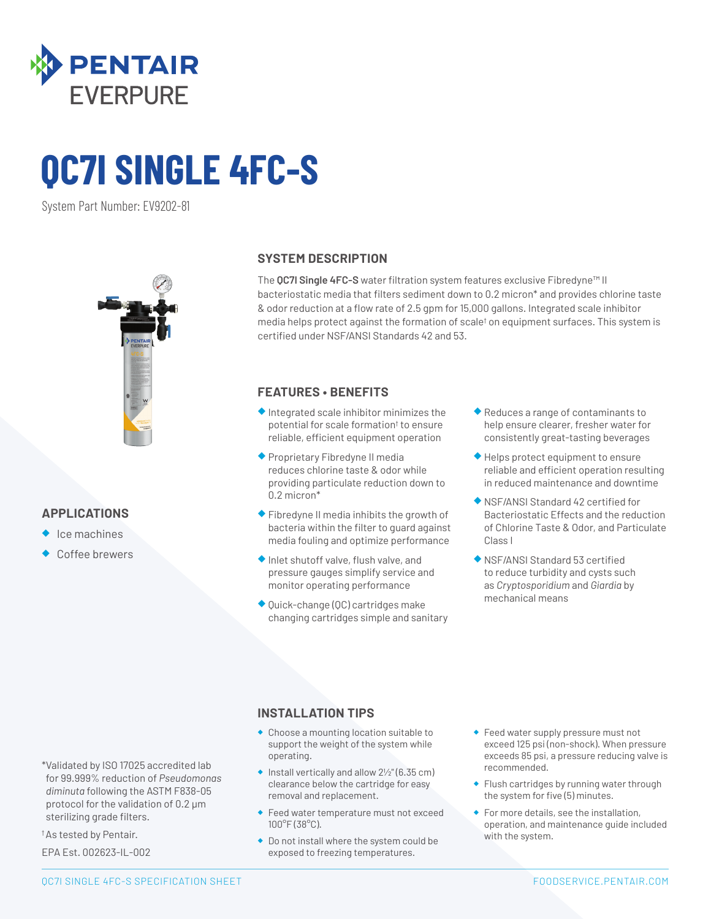PENTAIR EVERPURE

# QC7I SINGLE 4FC-S

System Part Number: EV9202-81

## SYSTEM DESCRIPTION

The **QC7I Single 4FC-S** water filtration system features exclusive Fibredyne™ II bacteriostatic media that filters sediment down to 0.2 micron* and provides chlorine taste & odor reduction at a flow rate of 2.5 gpm for 15,000 gallons. Integrated scale inhibitor media helps protect against the formation of scale† on equipment surfaces. This system is certified under NSF/ANSI Standards 42 and 53.

## APPLICATIONS

- Ice machines
- Coffee brewers

## FEATURES • BENEFITS

- Integrated scale inhibitor minimizes the potential for scale formation† to ensure reliable, efficient equipment operation
- Proprietary Fibredyne II media reduces chlorine taste & odor while providing particulate reduction down to 0.2 micron*
- Fibredyne II media inhibits the growth of bacteria within the filter to guard against media fouling and optimize performance
- Inlet shutoff valve, flush valve, and pressure gauges simplify service and monitor operating performance
- Quick-change (QC) cartridges make changing cartridges simple and sanitary
- Reduces a range of contaminants to help ensure clearer, fresher water for consistently great-tasting beverages
- Helps protect equipment to ensure reliable and efficient operation resulting in reduced maintenance and downtime
- NSF/ANSI Standard 42 certified for Bacteriostatic Effects and the reduction of Chlorine Taste & Odor, and Particulate Class I
- NSF/ANSI Standard 53 certified to reduce turbidity and cysts such as *Cryptosporidium* and *Giardia* by mechanical means

## INSTALLATION TIPS

- Choose a mounting location suitable to support the weight of the system while operating.
- Install vertically and allow 2½" (6.35 cm) clearance below the cartridge for easy removal and replacement.
- Feed water temperature must not exceed 100°F (38°C).
- Do not install where the system could be exposed to freezing temperatures.
- Feed water supply pressure must not exceed 125 psi (non-shock). When pressure exceeds 85 psi, a pressure reducing valve is recommended.
- Flush cartridges by running water through the system for five (5) minutes.
- For more details, see the installation, operation, and maintenance guide included with the system.

*Validated by ISO 17025 accredited lab for 99.999% reduction of *Pseudomonas diminuta* following the ASTM F838-05 protocol for the validation of 0.2 µm sterilizing grade filters.

† As tested by Pentair.

EPA Est. 002623-IL-002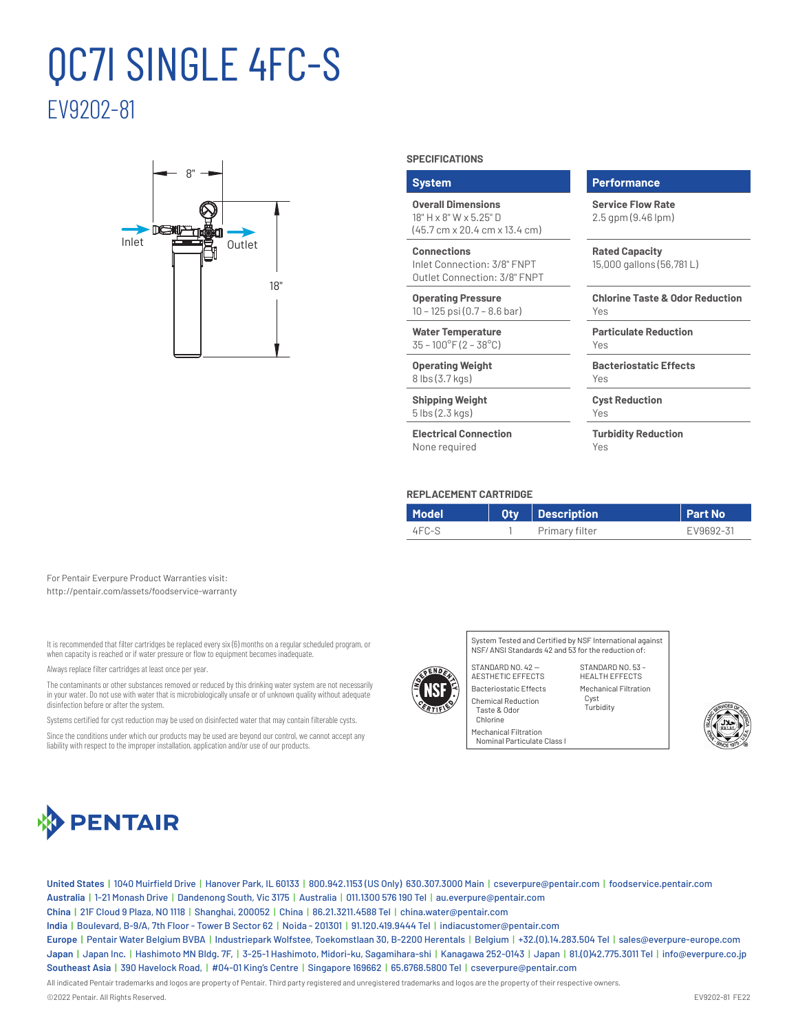# QC7I SINGLE 4FC-S

## EV9202-81

8"

Inlet

Outlet

18"

### SPECIFICATIONS

| System | Performance |
|---|---|
| **Overall Dimensions** 18" H x 8" W x 5.25" D (45.7 cm x 20.4 cm x 13.4 cm) | **Service Flow Rate** 2.5 gpm (9.46 lpm) |
| **Connections** Inlet Connection: 3/8" FNPT Outlet Connection: 3/8" FNPT | **Rated Capacity** 15,000 gallons (56,781 L) |
| **Operating Pressure** 10 – 125 psi (0.7 – 8.6 bar) | **Chlorine Taste & Odor Reduction** Yes |
| **Water Temperature** 35 – 100°F (2 – 38°C) | **Particulate Reduction** Yes |
| **Operating Weight** 8 lbs (3.7 kgs) | **Bacteriostatic Effects** Yes |
| **Shipping Weight** 5 lbs (2.3 kgs) | **Cyst Reduction** Yes |
| **Electrical Connection** None required | **Turbidity Reduction** Yes |

### REPLACEMENT CARTRIDGE

| Model | Qty | Description | Part No |
|---|---|---|---|
| 4FC-S | 1 | Primary filter | EV9692-31 |

For Pentair Everpure Product Warranties visit:
http://pentair.com/assets/foodservice-warranty

It is recommended that filter cartridges be replaced every six (6) months on a regular scheduled program, or when capacity is reached or if water pressure or flow to equipment becomes inadequate.

Always replace filter cartridges at least once per year.

The contaminants or other substances removed or reduced by this drinking water system are not necessarily in your water. Do not use with water that is microbiologically unsafe or of unknown quality without adequate disinfection before or after the system.

Systems certified for cyst reduction may be used on disinfected water that may contain filterable cysts.

Since the conditions under which our products may be used are beyond our control, we cannot accept any liability with respect to the improper installation, application and/or use of our products.

System Tested and Certified by NSF International against NSF/ ANSI Standards 42 and 53 for the reduction of:

| STANDARD NO. 42 – AESTHETIC EFFECTS | STANDARD NO. 53 – HEALTH EFFECTS |
|---|---|
| Bacteriostatic Effects | Mechanical Filtration |
| Chemical Reduction: Taste & Odor, Chlorine | Cyst, Turbidity |
| Mechanical Filtration: Nominal Particulate Class I | |

PENTAIR

**United States** | 1040 Muirfield Drive | Hanover Park, IL 60133 | 800.942.1153 (US Only) 630.307.3000 Main | cseverpure@pentair.com | foodservice.pentair.com
**Australia** | 1-21 Monash Drive | Dandenong South, Vic 3175 | Australia | 011.1300 576 190 Tel | au.everpure@pentair.com
**China** | 21F Cloud 9 Plaza, NO 1118 | Shanghai, 200052 | China | 86.21.3211.4588 Tel | china.water@pentair.com
**India** | Boulevard, B-9/A, 7th Floor - Tower B Sector 62 | Noida - 201301 | 91.120.419.9444 Tel | indiacustomer@pentair.com
**Europe** | Pentair Water Belgium BVBA | Industriepark Wolfstee, Toekomstlaan 30, B-2200 Herentals | Belgium | +32.(0).14.283.504 Tel | sales@everpure-europe.com
**Japan** | Japan Inc. | Hashimoto MN Bldg. 7F, | 3-25-1 Hashimoto, Midori-ku, Sagamihara-shi | Kanagawa 252-0143 | Japan | 81.(0)42.775.3011 Tel | info@everpure.co.jp
**Southeast Asia** | 390 Havelock Road, | #04-01 King's Centre | Singapore 169662 | 65.6768.5800 Tel | cseverpure@pentair.com

All indicated Pentair trademarks and logos are property of Pentair. Third party registered and unregistered trademarks and logos are the property of their respective owners.

©2022 Pentair. All Rights Reserved.

EV9202-81 FE22